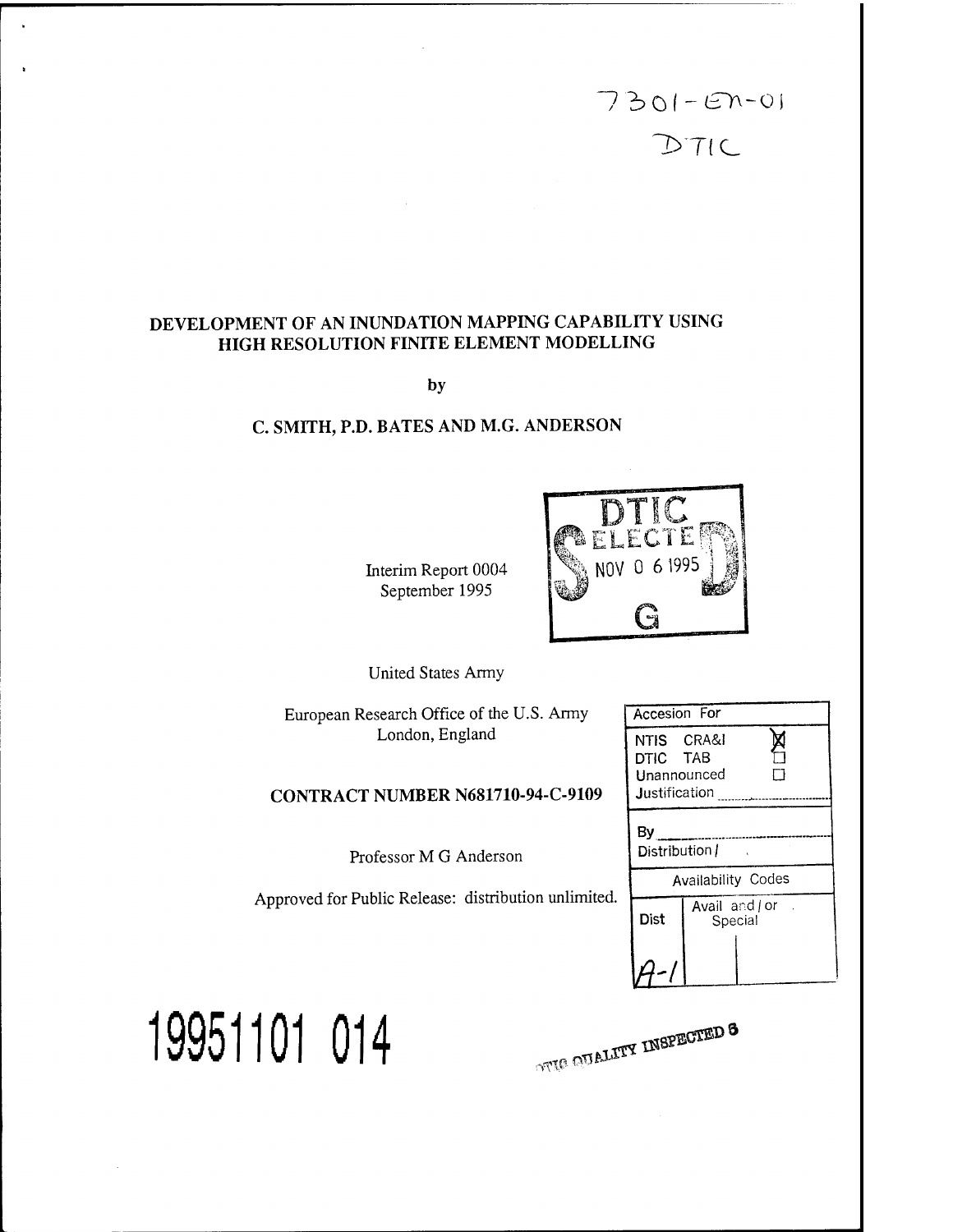7301-EN-01
DTIC

# DEVELOPMENT OF AN INUNDATION MAPPING CAPABILITY USING HIGH RESOLUTION FINITE ELEMENT MODELLING

by

## C. SMITH, P.D. BATES AND M.G. ANDERSON

DTIC ELECTE NOV 0 6 1995 S D G

Interim Report 0004
September 1995

United States Army

European Research Office of the U.S. Army
London, England

**CONTRACT NUMBER N681710-94-C-9109**

Professor M G Anderson

Approved for Public Release: distribution unlimited.

| Accesion For | |
|---|---|
| NTIS CRA&I | ☒ |
| DTIC TAB | ☐ |
| Unannounced | ☐ |
| Justification | |
| By | |
| Distribution / | |
| Availability Codes | |
| Dist | Avail and / or Special |
| A-1 | |

19951101 014

DTIC QUALITY INSPECTED 5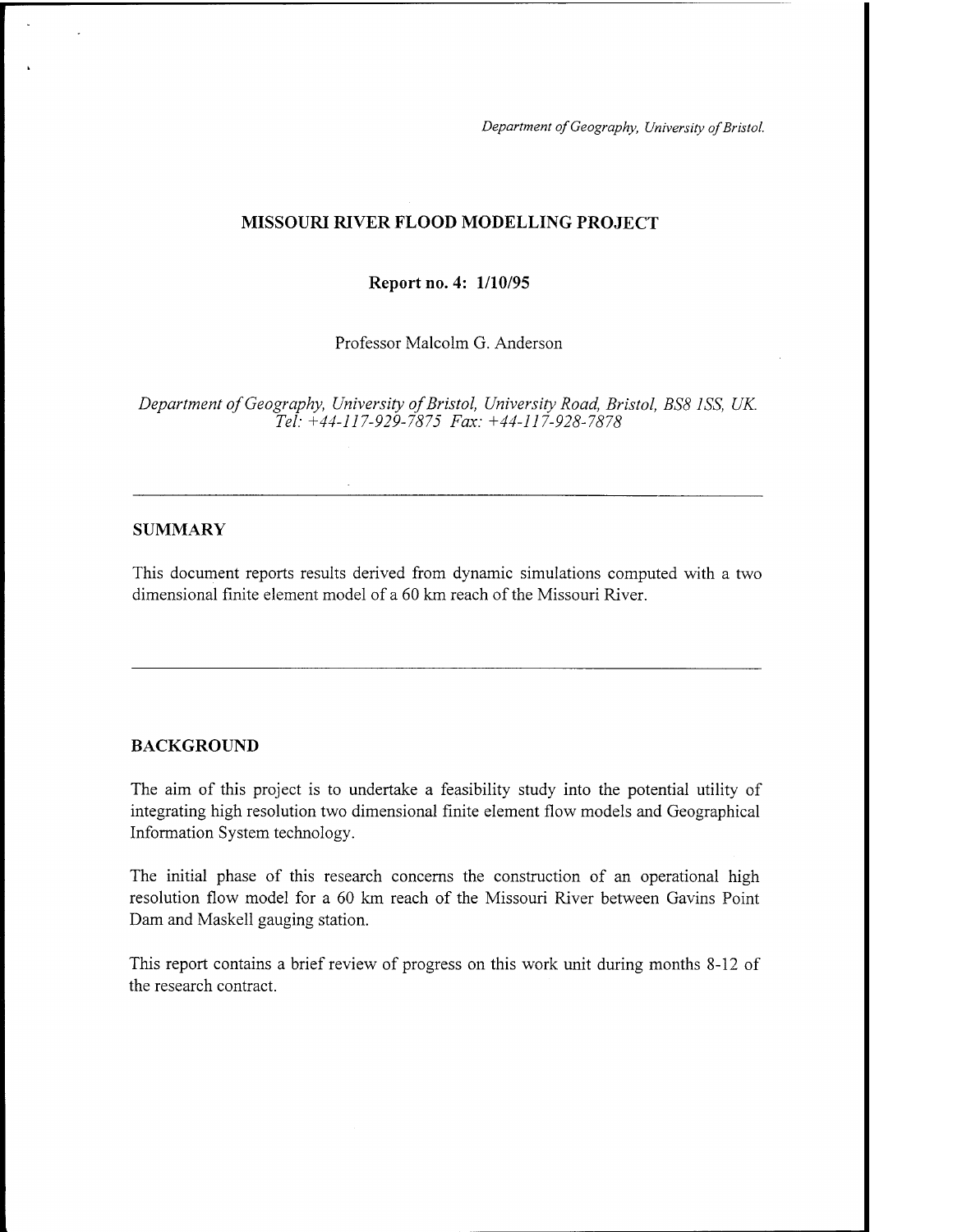# MISSOURI RIVER FLOOD MODELLING PROJECT

**Report no. 4: 1/10/95**

Professor Malcolm G. Anderson

*Department of Geography, University of Bristol, University Road, Bristol, BS8 1SS, UK.*
*Tel: +44-117-929-7875 Fax: +44-117-928-7878*

---

## SUMMARY

This document reports results derived from dynamic simulations computed with a two dimensional finite element model of a 60 km reach of the Missouri River.

---

## BACKGROUND

The aim of this project is to undertake a feasibility study into the potential utility of integrating high resolution two dimensional finite element flow models and Geographical Information System technology.

The initial phase of this research concerns the construction of an operational high resolution flow model for a 60 km reach of the Missouri River between Gavins Point Dam and Maskell gauging station.

This report contains a brief review of progress on this work unit during months 8-12 of the research contract.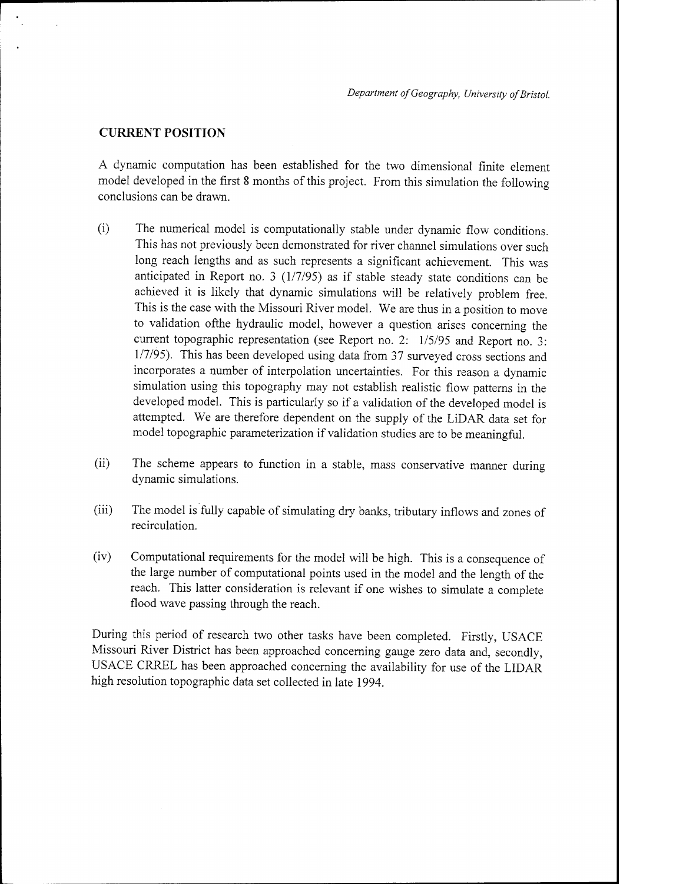## CURRENT POSITION

A dynamic computation has been established for the two dimensional finite element model developed in the first 8 months of this project. From this simulation the following conclusions can be drawn.

(i) The numerical model is computationally stable under dynamic flow conditions. This has not previously been demonstrated for river channel simulations over such long reach lengths and as such represents a significant achievement. This was anticipated in Report no. 3 (1/7/95) as if stable steady state conditions can be achieved it is likely that dynamic simulations will be relatively problem free. This is the case with the Missouri River model. We are thus in a position to move to validation ofthe hydraulic model, however a question arises concerning the current topographic representation (see Report no. 2: 1/5/95 and Report no. 3: 1/7/95). This has been developed using data from 37 surveyed cross sections and incorporates a number of interpolation uncertainties. For this reason a dynamic simulation using this topography may not establish realistic flow patterns in the developed model. This is particularly so if a validation of the developed model is attempted. We are therefore dependent on the supply of the LiDAR data set for model topographic parameterization if validation studies are to be meaningful.

(ii) The scheme appears to function in a stable, mass conservative manner during dynamic simulations.

(iii) The model is fully capable of simulating dry banks, tributary inflows and zones of recirculation.

(iv) Computational requirements for the model will be high. This is a consequence of the large number of computational points used in the model and the length of the reach. This latter consideration is relevant if one wishes to simulate a complete flood wave passing through the reach.

During this period of research two other tasks have been completed. Firstly, USACE Missouri River District has been approached concerning gauge zero data and, secondly, USACE CRREL has been approached concerning the availability for use of the LIDAR high resolution topographic data set collected in late 1994.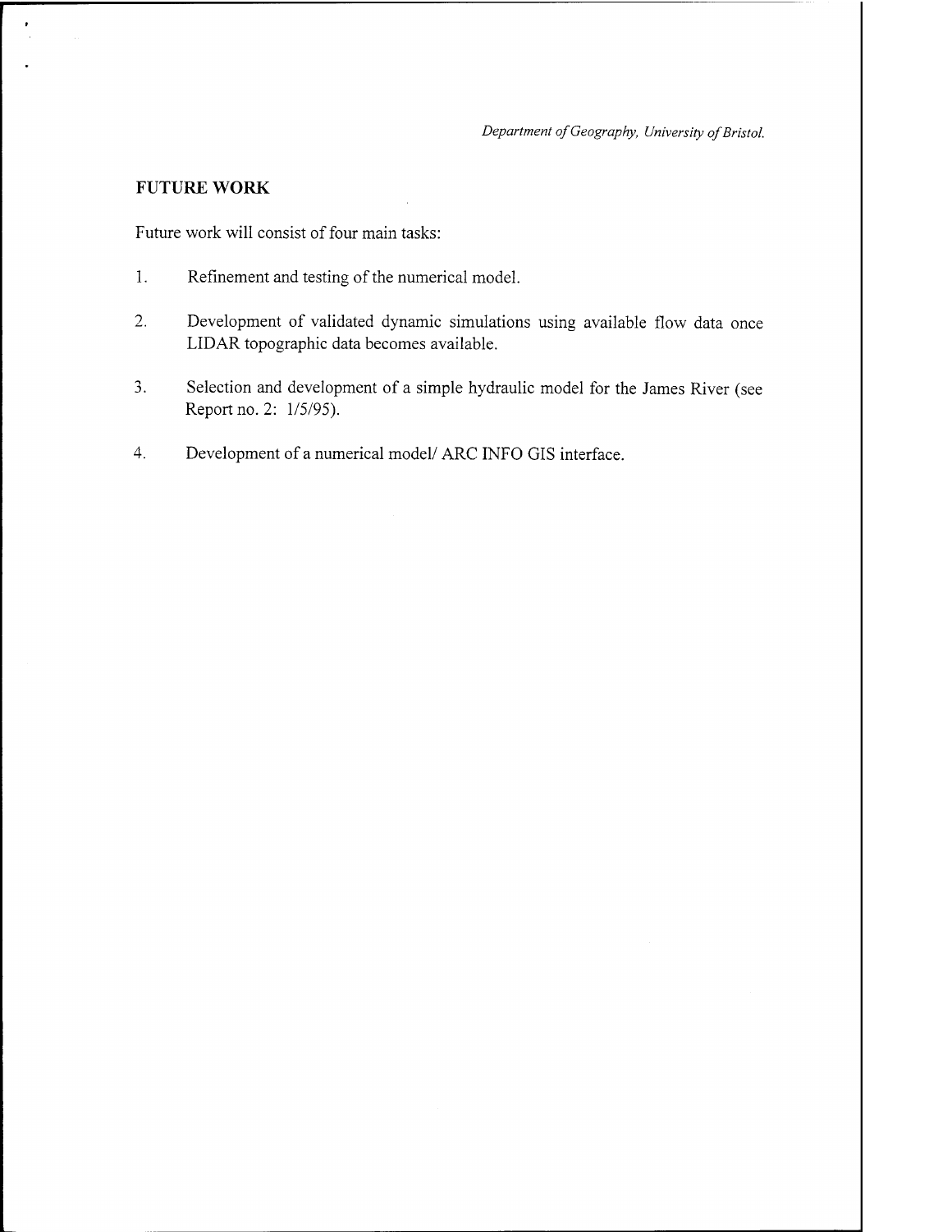## FUTURE WORK

Future work will consist of four main tasks:

1. Refinement and testing of the numerical model.

2. Development of validated dynamic simulations using available flow data once LIDAR topographic data becomes available.

3. Selection and development of a simple hydraulic model for the James River (see Report no. 2: 1/5/95).

4. Development of a numerical model/ ARC INFO GIS interface.